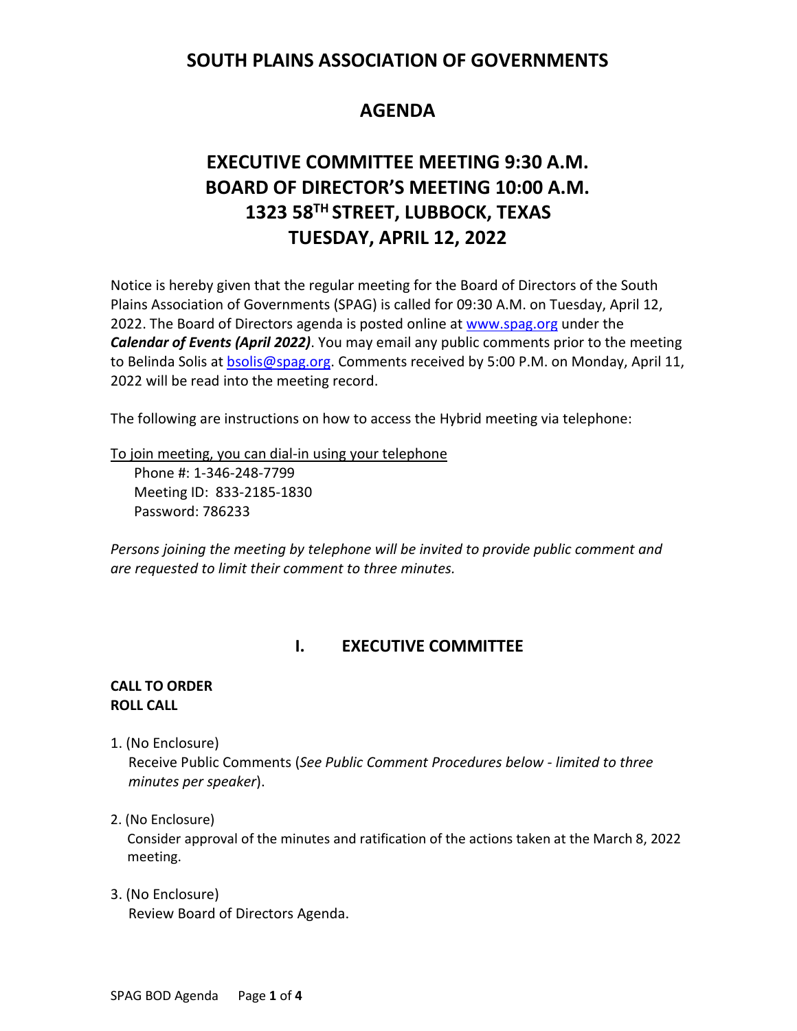# SOUTH PLAINS ASSOCIATION OF GOVERNMENTS

## AGENDA

## EXECUTIVE COMMITTEE MEETING 9:30 A.M.
## BOARD OF DIRECTOR'S MEETING 10:00 A.M.
## 1323 58TH STREET, LUBBOCK, TEXAS
## TUESDAY, APRIL 12, 2022

Notice is hereby given that the regular meeting for the Board of Directors of the South Plains Association of Governments (SPAG) is called for 09:30 A.M. on Tuesday, April 12, 2022. The Board of Directors agenda is posted online at www.spag.org under the ***Calendar of Events (April 2022)***. You may email any public comments prior to the meeting to Belinda Solis at bsolis@spag.org. Comments received by 5:00 P.M. on Monday, April 11, 2022 will be read into the meeting record.

The following are instructions on how to access the Hybrid meeting via telephone:

To join meeting, you can dial-in using your telephone

Phone #: 1-346-248-7799
Meeting ID: 833-2185-1830
Password: 786233

*Persons joining the meeting by telephone will be invited to provide public comment and are requested to limit their comment to three minutes.*

## I. EXECUTIVE COMMITTEE

**CALL TO ORDER**
**ROLL CALL**

1. (No Enclosure)
   Receive Public Comments (*See Public Comment Procedures below - limited to three minutes per speaker*).

2. (No Enclosure)
   Consider approval of the minutes and ratification of the actions taken at the March 8, 2022 meeting.

3. (No Enclosure)
   Review Board of Directors Agenda.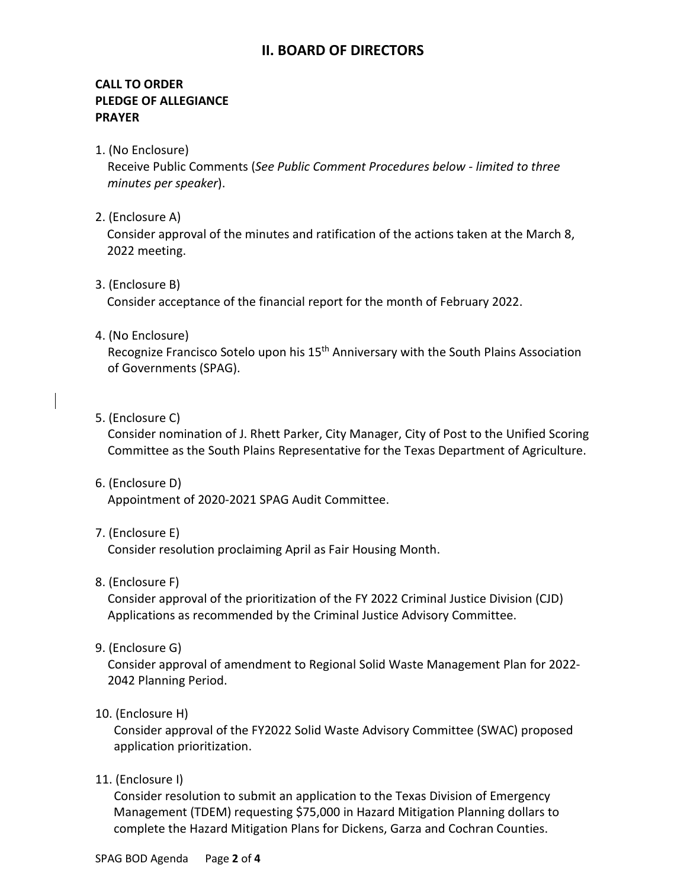## II. BOARD OF DIRECTORS

**CALL TO ORDER**
**PLEDGE OF ALLEGIANCE**
**PRAYER**

1. (No Enclosure)
   Receive Public Comments (*See Public Comment Procedures below - limited to three minutes per speaker*).

2. (Enclosure A)
   Consider approval of the minutes and ratification of the actions taken at the March 8, 2022 meeting.

3. (Enclosure B)
   Consider acceptance of the financial report for the month of February 2022.

4. (No Enclosure)
   Recognize Francisco Sotelo upon his 15th Anniversary with the South Plains Association of Governments (SPAG).

5. (Enclosure C)
   Consider nomination of J. Rhett Parker, City Manager, City of Post to the Unified Scoring Committee as the South Plains Representative for the Texas Department of Agriculture.

6. (Enclosure D)
   Appointment of 2020-2021 SPAG Audit Committee.

7. (Enclosure E)
   Consider resolution proclaiming April as Fair Housing Month.

8. (Enclosure F)
   Consider approval of the prioritization of the FY 2022 Criminal Justice Division (CJD) Applications as recommended by the Criminal Justice Advisory Committee.

9. (Enclosure G)
   Consider approval of amendment to Regional Solid Waste Management Plan for 2022-2042 Planning Period.

10. (Enclosure H)
    Consider approval of the FY2022 Solid Waste Advisory Committee (SWAC) proposed application prioritization.

11. (Enclosure I)
    Consider resolution to submit an application to the Texas Division of Emergency Management (TDEM) requesting $75,000 in Hazard Mitigation Planning dollars to complete the Hazard Mitigation Plans for Dickens, Garza and Cochran Counties.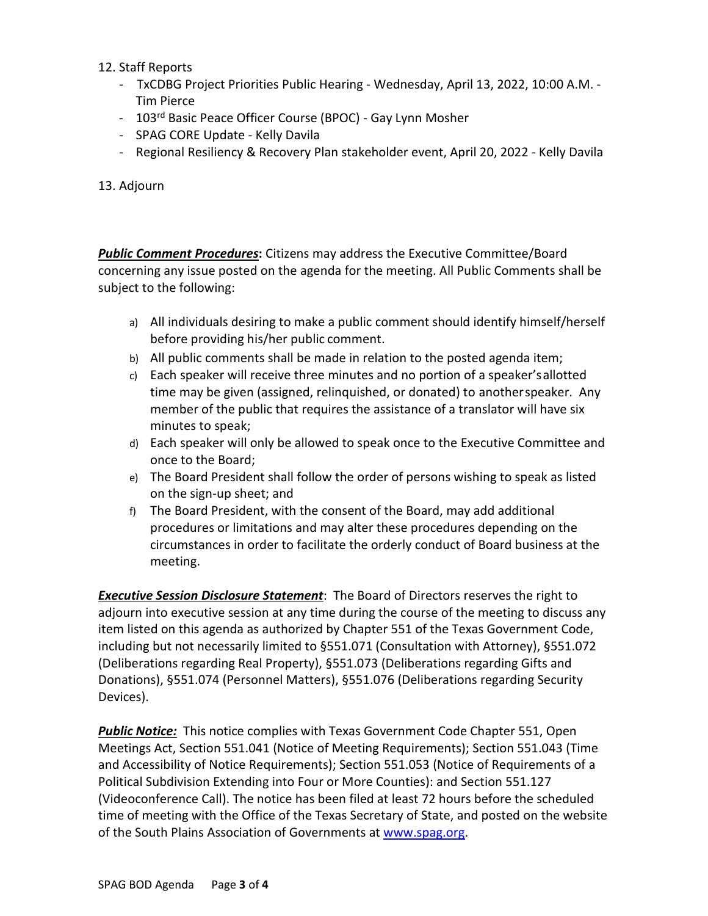12. Staff Reports
    - TxCDBG Project Priorities Public Hearing - Wednesday, April 13, 2022, 10:00 A.M. - Tim Pierce
    - 103rd Basic Peace Officer Course (BPOC) - Gay Lynn Mosher
    - SPAG CORE Update - Kelly Davila
    - Regional Resiliency & Recovery Plan stakeholder event, April 20, 2022 - Kelly Davila

13. Adjourn

***Public Comment Procedures*:** Citizens may address the Executive Committee/Board concerning any issue posted on the agenda for the meeting. All Public Comments shall be subject to the following:

a) All individuals desiring to make a public comment should identify himself/herself before providing his/her public comment.
b) All public comments shall be made in relation to the posted agenda item;
c) Each speaker will receive three minutes and no portion of a speaker's allotted time may be given (assigned, relinquished, or donated) to another speaker. Any member of the public that requires the assistance of a translator will have six minutes to speak;
d) Each speaker will only be allowed to speak once to the Executive Committee and once to the Board;
e) The Board President shall follow the order of persons wishing to speak as listed on the sign-up sheet; and
f) The Board President, with the consent of the Board, may add additional procedures or limitations and may alter these procedures depending on the circumstances in order to facilitate the orderly conduct of Board business at the meeting.

***Executive Session Disclosure Statement***: The Board of Directors reserves the right to adjourn into executive session at any time during the course of the meeting to discuss any item listed on this agenda as authorized by Chapter 551 of the Texas Government Code, including but not necessarily limited to §551.071 (Consultation with Attorney), §551.072 (Deliberations regarding Real Property), §551.073 (Deliberations regarding Gifts and Donations), §551.074 (Personnel Matters), §551.076 (Deliberations regarding Security Devices).

***Public Notice:*** This notice complies with Texas Government Code Chapter 551, Open Meetings Act, Section 551.041 (Notice of Meeting Requirements); Section 551.043 (Time and Accessibility of Notice Requirements); Section 551.053 (Notice of Requirements of a Political Subdivision Extending into Four or More Counties): and Section 551.127 (Videoconference Call). The notice has been filed at least 72 hours before the scheduled time of meeting with the Office of the Texas Secretary of State, and posted on the website of the South Plains Association of Governments at [www.spag.org](http://www.spag.org).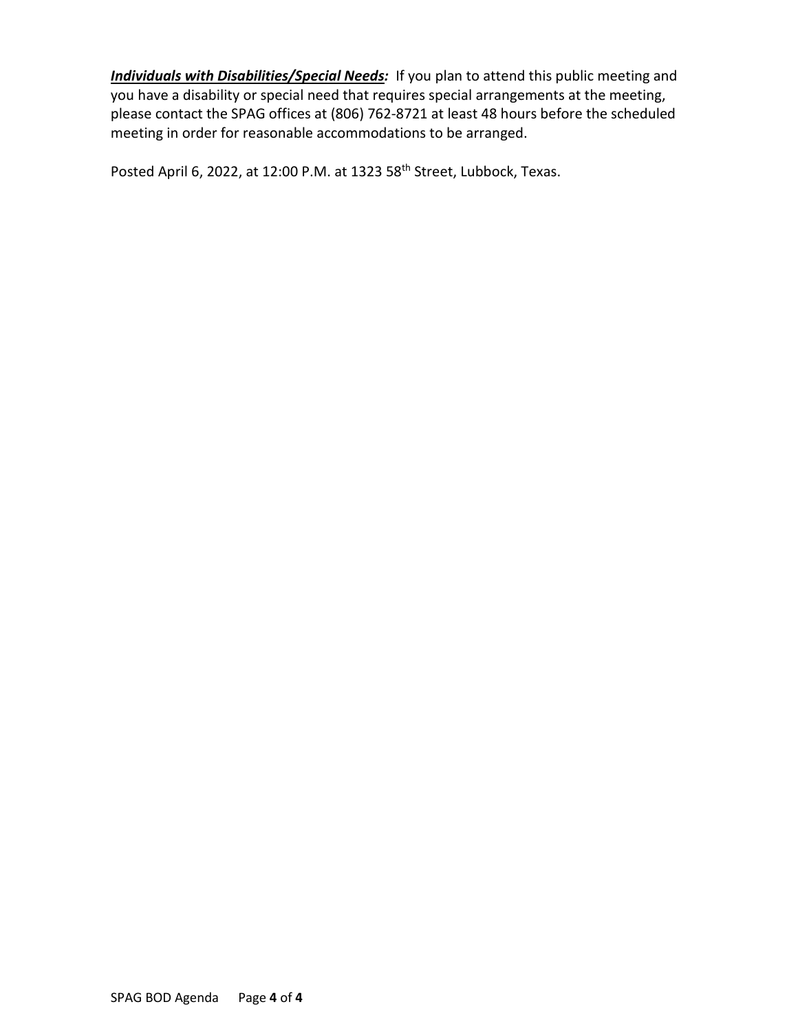***Individuals with Disabilities/Special Needs:*** If you plan to attend this public meeting and you have a disability or special need that requires special arrangements at the meeting, please contact the SPAG offices at (806) 762-8721 at least 48 hours before the scheduled meeting in order for reasonable accommodations to be arranged.

Posted April 6, 2022, at 12:00 P.M. at 1323 58th Street, Lubbock, Texas.